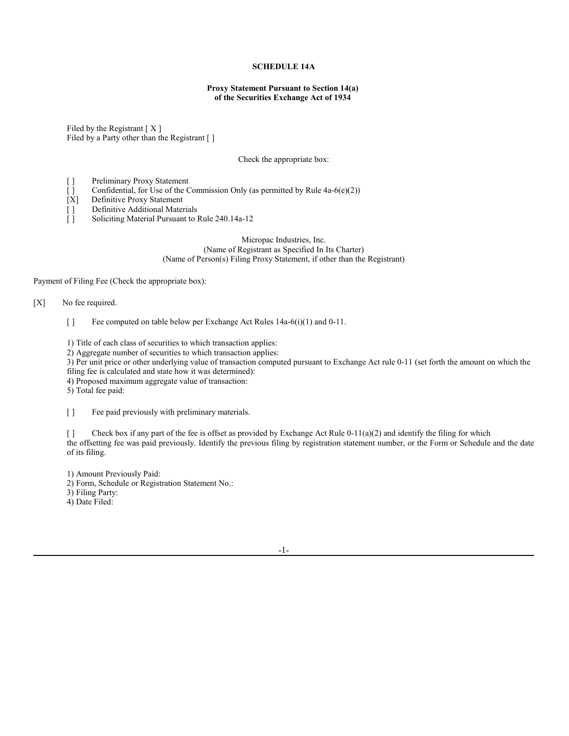**SCHEDULE 14A**

**Proxy Statement Pursuant to Section 14(a)
of the Securities Exchange Act of 1934**

Filed by the Registrant [ X ]
Filed by a Party other than the Registrant [ ]

Check the appropriate box:

[ ] Preliminary Proxy Statement
[ ] Confidential, for Use of the Commission Only (as permitted by Rule 4a-6(e)(2))
[X] Definitive Proxy Statement
[ ] Definitive Additional Materials
[ ] Soliciting Material Pursuant to Rule 240.14a-12

Micropac Industries, Inc.
(Name of Registrant as Specified In Its Charter)
(Name of Person(s) Filing Proxy Statement, if other than the Registrant)

Payment of Filing Fee (Check the appropriate box):

[X] No fee required.

[ ] Fee computed on table below per Exchange Act Rules 14a-6(i)(1) and 0-11.

1) Title of each class of securities to which transaction applies:
2) Aggregate number of securities to which transaction applies:
3) Per unit price or other underlying value of transaction computed pursuant to Exchange Act rule 0-11 (set forth the amount on which the filing fee is calculated and state how it was determined):
4) Proposed maximum aggregate value of transaction:
5) Total fee paid:

[ ] Fee paid previously with preliminary materials.

[ ] Check box if any part of the fee is offset as provided by Exchange Act Rule 0-11(a)(2) and identify the filing for which the offsetting fee was paid previously. Identify the previous filing by registration statement number, or the Form or Schedule and the date of its filing.

1) Amount Previously Paid:
2) Form, Schedule or Registration Statement No.:
3) Filing Party:
4) Date Filed: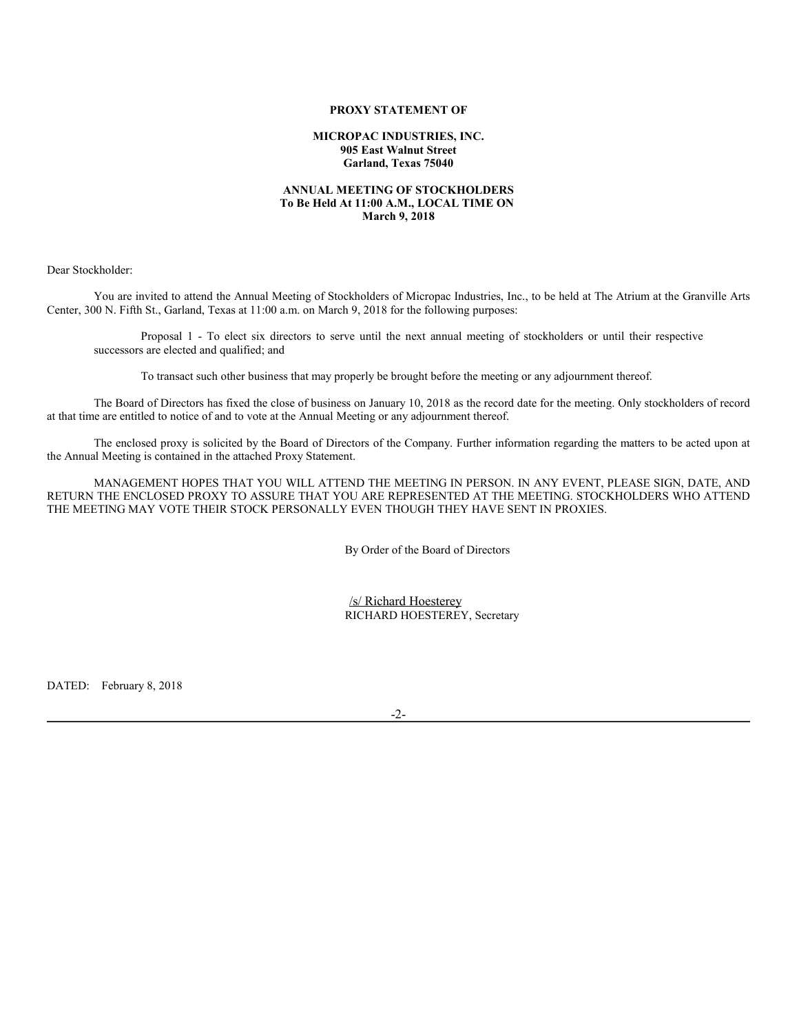**PROXY STATEMENT OF**

**MICROPAC INDUSTRIES, INC.**
**905 East Walnut Street**
**Garland, Texas 75040**

**ANNUAL MEETING OF STOCKHOLDERS**
**To Be Held At 11:00 A.M., LOCAL TIME ON**
**March 9, 2018**

Dear Stockholder:

You are invited to attend the Annual Meeting of Stockholders of Micropac Industries, Inc., to be held at The Atrium at the Granville Arts Center, 300 N. Fifth St., Garland, Texas at 11:00 a.m. on March 9, 2018 for the following purposes:

Proposal 1 - To elect six directors to serve until the next annual meeting of stockholders or until their respective successors are elected and qualified; and

To transact such other business that may properly be brought before the meeting or any adjournment thereof.

The Board of Directors has fixed the close of business on January 10, 2018 as the record date for the meeting. Only stockholders of record at that time are entitled to notice of and to vote at the Annual Meeting or any adjournment thereof.

The enclosed proxy is solicited by the Board of Directors of the Company. Further information regarding the matters to be acted upon at the Annual Meeting is contained in the attached Proxy Statement.

MANAGEMENT HOPES THAT YOU WILL ATTEND THE MEETING IN PERSON. IN ANY EVENT, PLEASE SIGN, DATE, AND RETURN THE ENCLOSED PROXY TO ASSURE THAT YOU ARE REPRESENTED AT THE MEETING. STOCKHOLDERS WHO ATTEND THE MEETING MAY VOTE THEIR STOCK PERSONALLY EVEN THOUGH THEY HAVE SENT IN PROXIES.

By Order of the Board of Directors

/s/ Richard Hoesterey
RICHARD HOESTEREY, Secretary

DATED: February 8, 2018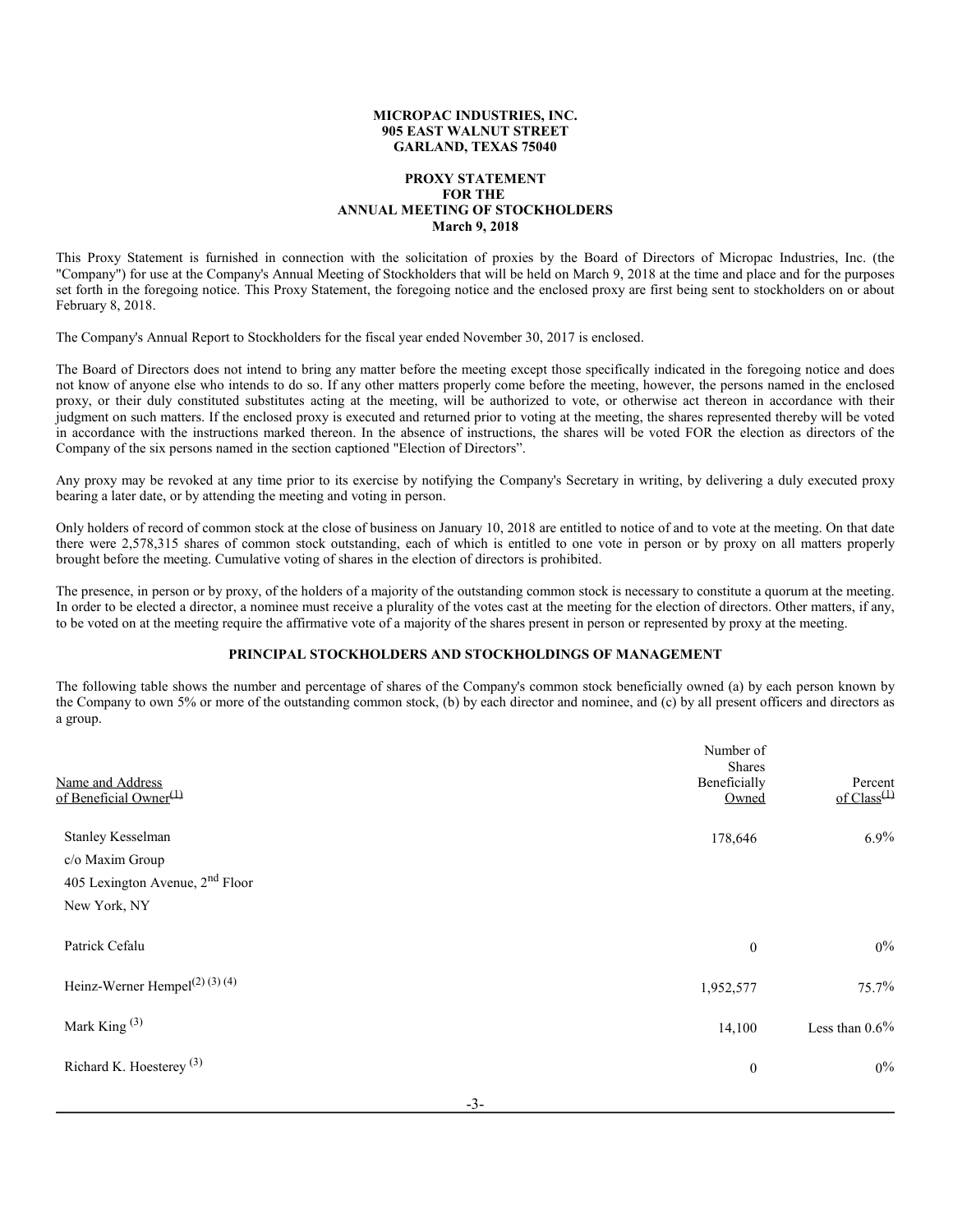**MICROPAC INDUSTRIES, INC.**
**905 EAST WALNUT STREET**
**GARLAND, TEXAS 75040**

**PROXY STATEMENT**
**FOR THE**
**ANNUAL MEETING OF STOCKHOLDERS**
**March 9, 2018**

This Proxy Statement is furnished in connection with the solicitation of proxies by the Board of Directors of Micropac Industries, Inc. (the "Company") for use at the Company's Annual Meeting of Stockholders that will be held on March 9, 2018 at the time and place and for the purposes set forth in the foregoing notice. This Proxy Statement, the foregoing notice and the enclosed proxy are first being sent to stockholders on or about February 8, 2018.

The Company's Annual Report to Stockholders for the fiscal year ended November 30, 2017 is enclosed.

The Board of Directors does not intend to bring any matter before the meeting except those specifically indicated in the foregoing notice and does not know of anyone else who intends to do so. If any other matters properly come before the meeting, however, the persons named in the enclosed proxy, or their duly constituted substitutes acting at the meeting, will be authorized to vote, or otherwise act thereon in accordance with their judgment on such matters. If the enclosed proxy is executed and returned prior to voting at the meeting, the shares represented thereby will be voted in accordance with the instructions marked thereon. In the absence of instructions, the shares will be voted FOR the election as directors of the Company of the six persons named in the section captioned "Election of Directors".

Any proxy may be revoked at any time prior to its exercise by notifying the Company's Secretary in writing, by delivering a duly executed proxy bearing a later date, or by attending the meeting and voting in person.

Only holders of record of common stock at the close of business on January 10, 2018 are entitled to notice of and to vote at the meeting. On that date there were 2,578,315 shares of common stock outstanding, each of which is entitled to one vote in person or by proxy on all matters properly brought before the meeting. Cumulative voting of shares in the election of directors is prohibited.

The presence, in person or by proxy, of the holders of a majority of the outstanding common stock is necessary to constitute a quorum at the meeting. In order to be elected a director, a nominee must receive a plurality of the votes cast at the meeting for the election of directors. Other matters, if any, to be voted on at the meeting require the affirmative vote of a majority of the shares present in person or represented by proxy at the meeting.

## PRINCIPAL STOCKHOLDERS AND STOCKHOLDINGS OF MANAGEMENT

The following table shows the number and percentage of shares of the Company's common stock beneficially owned (a) by each person known by the Company to own 5% or more of the outstanding common stock, (b) by each director and nominee, and (c) by all present officers and directors as a group.

| Name and Address of Beneficial Owner[1] | Number of Shares Beneficially Owned | Percent of Class[1] |
|---|---|---|
| Stanley Kesselman<br>c/o Maxim Group<br>405 Lexington Avenue, 2nd Floor<br>New York, NY | 178,646 | 6.9% |
| Patrick Cefalu | 0 | 0% |
| Heinz-Werner Hempel[2] [3] [4] | 1,952,577 | 75.7% |
| Mark King [3] | 14,100 | Less than 0.6% |
| Richard K. Hoesterey [3] | 0 | 0% |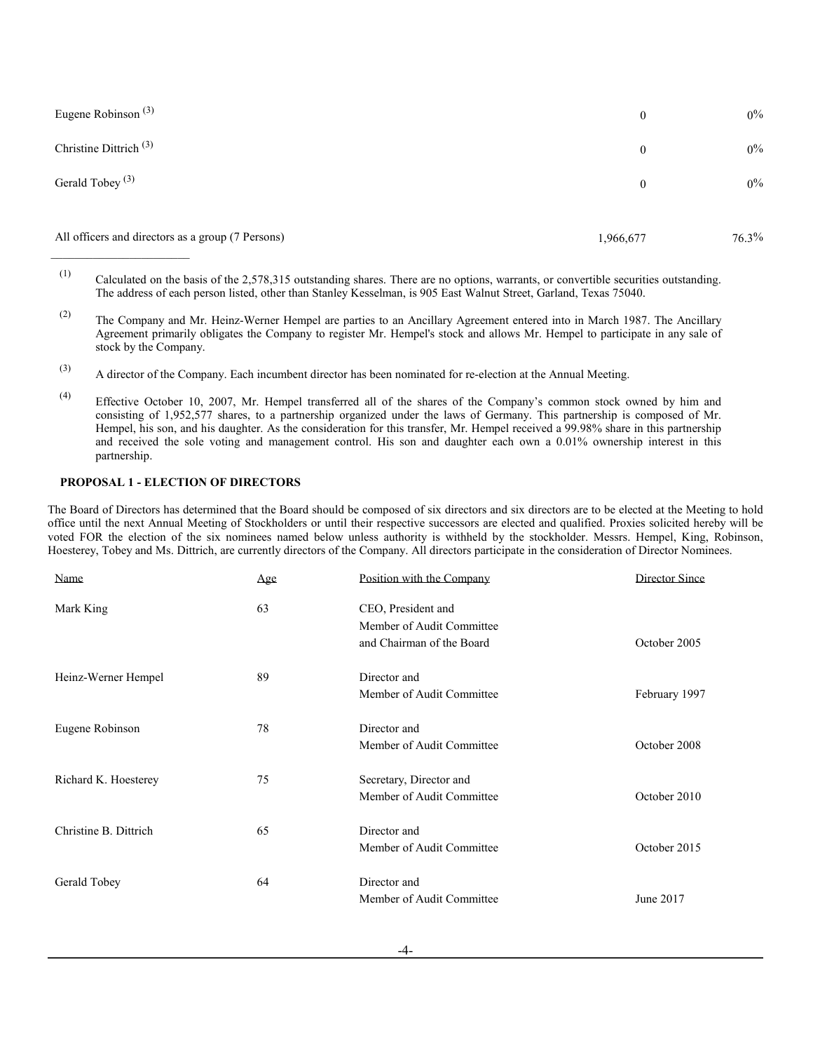| | | |
|---|---|---|
| Eugene Robinson [(3)] | 0 | 0% |
| Christine Dittrich [(3)] | 0 | 0% |
| Gerald Tobey [(3)] | 0 | 0% |
| All officers and directors as a group (7 Persons) | 1,966,677 | 76.3% |

(1) Calculated on the basis of the 2,578,315 outstanding shares. There are no options, warrants, or convertible securities outstanding. The address of each person listed, other than Stanley Kesselman, is 905 East Walnut Street, Garland, Texas 75040.

(2) The Company and Mr. Heinz-Werner Hempel are parties to an Ancillary Agreement entered into in March 1987. The Ancillary Agreement primarily obligates the Company to register Mr. Hempel's stock and allows Mr. Hempel to participate in any sale of stock by the Company.

(3) A director of the Company. Each incumbent director has been nominated for re-election at the Annual Meeting.

(4) Effective October 10, 2007, Mr. Hempel transferred all of the shares of the Company's common stock owned by him and consisting of 1,952,577 shares, to a partnership organized under the laws of Germany. This partnership is composed of Mr. Hempel, his son, and his daughter. As the consideration for this transfer, Mr. Hempel received a 99.98% share in this partnership and received the sole voting and management control. His son and daughter each own a 0.01% ownership interest in this partnership.

**PROPOSAL 1 - ELECTION OF DIRECTORS**

The Board of Directors has determined that the Board should be composed of six directors and six directors are to be elected at the Meeting to hold office until the next Annual Meeting of Stockholders or until their respective successors are elected and qualified. Proxies solicited hereby will be voted FOR the election of the six nominees named below unless authority is withheld by the stockholder. Messrs. Hempel, King, Robinson, Hoesterey, Tobey and Ms. Dittrich, are currently directors of the Company. All directors participate in the consideration of Director Nominees.

| Name | Age | Position with the Company | Director Since |
|---|---|---|---|
| Mark King | 63 | CEO, President and Member of Audit Committee and Chairman of the Board | October 2005 |
| Heinz-Werner Hempel | 89 | Director and Member of Audit Committee | February 1997 |
| Eugene Robinson | 78 | Director and Member of Audit Committee | October 2008 |
| Richard K. Hoesterey | 75 | Secretary, Director and Member of Audit Committee | October 2010 |
| Christine B. Dittrich | 65 | Director and Member of Audit Committee | October 2015 |
| Gerald Tobey | 64 | Director and Member of Audit Committee | June 2017 |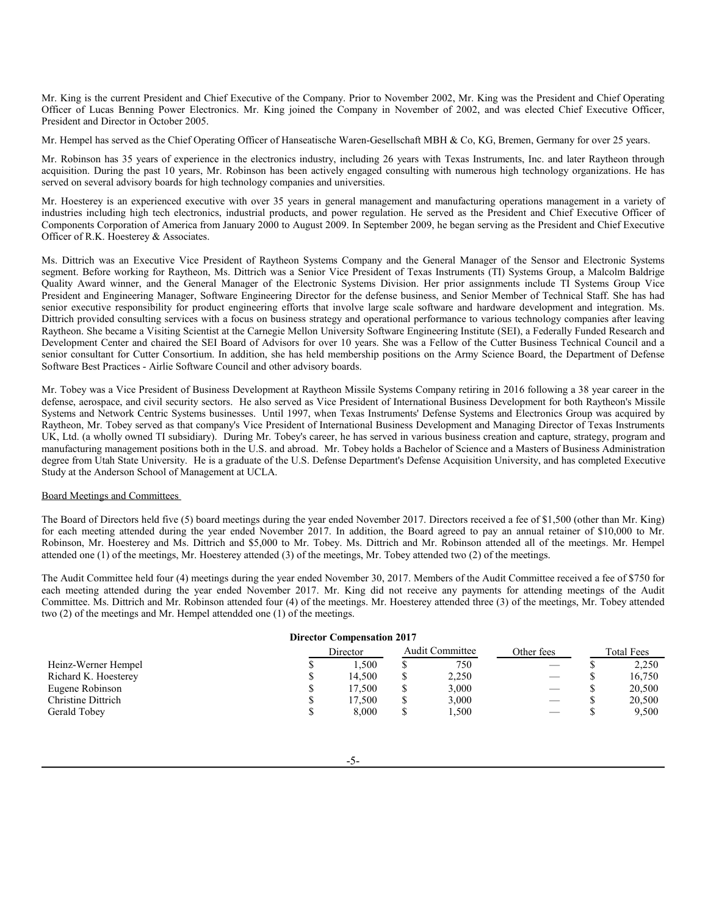Mr. King is the current President and Chief Executive of the Company. Prior to November 2002, Mr. King was the President and Chief Operating Officer of Lucas Benning Power Electronics. Mr. King joined the Company in November of 2002, and was elected Chief Executive Officer, President and Director in October 2005.

Mr. Hempel has served as the Chief Operating Officer of Hanseatische Waren-Gesellschaft MBH & Co, KG, Bremen, Germany for over 25 years.

Mr. Robinson has 35 years of experience in the electronics industry, including 26 years with Texas Instruments, Inc. and later Raytheon through acquisition. During the past 10 years, Mr. Robinson has been actively engaged consulting with numerous high technology organizations. He has served on several advisory boards for high technology companies and universities.

Mr. Hoesterey is an experienced executive with over 35 years in general management and manufacturing operations management in a variety of industries including high tech electronics, industrial products, and power regulation. He served as the President and Chief Executive Officer of Components Corporation of America from January 2000 to August 2009. In September 2009, he began serving as the President and Chief Executive Officer of R.K. Hoesterey & Associates.

Ms. Dittrich was an Executive Vice President of Raytheon Systems Company and the General Manager of the Sensor and Electronic Systems segment. Before working for Raytheon, Ms. Dittrich was a Senior Vice President of Texas Instruments (TI) Systems Group, a Malcolm Baldrige Quality Award winner, and the General Manager of the Electronic Systems Division. Her prior assignments include TI Systems Group Vice President and Engineering Manager, Software Engineering Director for the defense business, and Senior Member of Technical Staff. She has had senior executive responsibility for product engineering efforts that involve large scale software and hardware development and integration. Ms. Dittrich provided consulting services with a focus on business strategy and operational performance to various technology companies after leaving Raytheon. She became a Visiting Scientist at the Carnegie Mellon University Software Engineering Institute (SEI), a Federally Funded Research and Development Center and chaired the SEI Board of Advisors for over 10 years. She was a Fellow of the Cutter Business Technical Council and a senior consultant for Cutter Consortium. In addition, she has held membership positions on the Army Science Board, the Department of Defense Software Best Practices - Airlie Software Council and other advisory boards.

Mr. Tobey was a Vice President of Business Development at Raytheon Missile Systems Company retiring in 2016 following a 38 year career in the defense, aerospace, and civil security sectors. He also served as Vice President of International Business Development for both Raytheon's Missile Systems and Network Centric Systems businesses. Until 1997, when Texas Instruments' Defense Systems and Electronics Group was acquired by Raytheon, Mr. Tobey served as that company's Vice President of International Business Development and Managing Director of Texas Instruments UK, Ltd. (a wholly owned TI subsidiary). During Mr. Tobey's career, he has served in various business creation and capture, strategy, program and manufacturing management positions both in the U.S. and abroad. Mr. Tobey holds a Bachelor of Science and a Masters of Business Administration degree from Utah State University. He is a graduate of the U.S. Defense Department's Defense Acquisition University, and has completed Executive Study at the Anderson School of Management at UCLA.

## Board Meetings and Committees

The Board of Directors held five (5) board meetings during the year ended November 2017. Directors received a fee of $1,500 (other than Mr. King) for each meeting attended during the year ended November 2017. In addition, the Board agreed to pay an annual retainer of $10,000 to Mr. Robinson, Mr. Hoesterey and Ms. Dittrich and $5,000 to Mr. Tobey. Ms. Dittrich and Mr. Robinson attended all of the meetings. Mr. Hempel attended one (1) of the meetings, Mr. Hoesterey attended (3) of the meetings, Mr. Tobey attended two (2) of the meetings.

The Audit Committee held four (4) meetings during the year ended November 30, 2017. Members of the Audit Committee received a fee of $750 for each meeting attended during the year ended November 2017. Mr. King did not receive any payments for attending meetings of the Audit Committee. Ms. Dittrich and Mr. Robinson attended four (4) of the meetings. Mr. Hoesterey attended three (3) of the meetings, Mr. Tobey attended two (2) of the meetings and Mr. Hempel attendded one (1) of the meetings.

**Director Compensation 2017**

| | Director | Audit Committee | Other fees | Total Fees |
|---|---|---|---|---|
| Heinz-Werner Hempel | $ 1,500 | $ 750 | — | $ 2,250 |
| Richard K. Hoesterey | $ 14,500 | $ 2,250 | — | $ 16,750 |
| Eugene Robinson | $ 17,500 | $ 3,000 | — | $ 20,500 |
| Christine Dittrich | $ 17,500 | $ 3,000 | — | $ 20,500 |
| Gerald Tobey | $ 8,000 | $ 1,500 | — | $ 9,500 |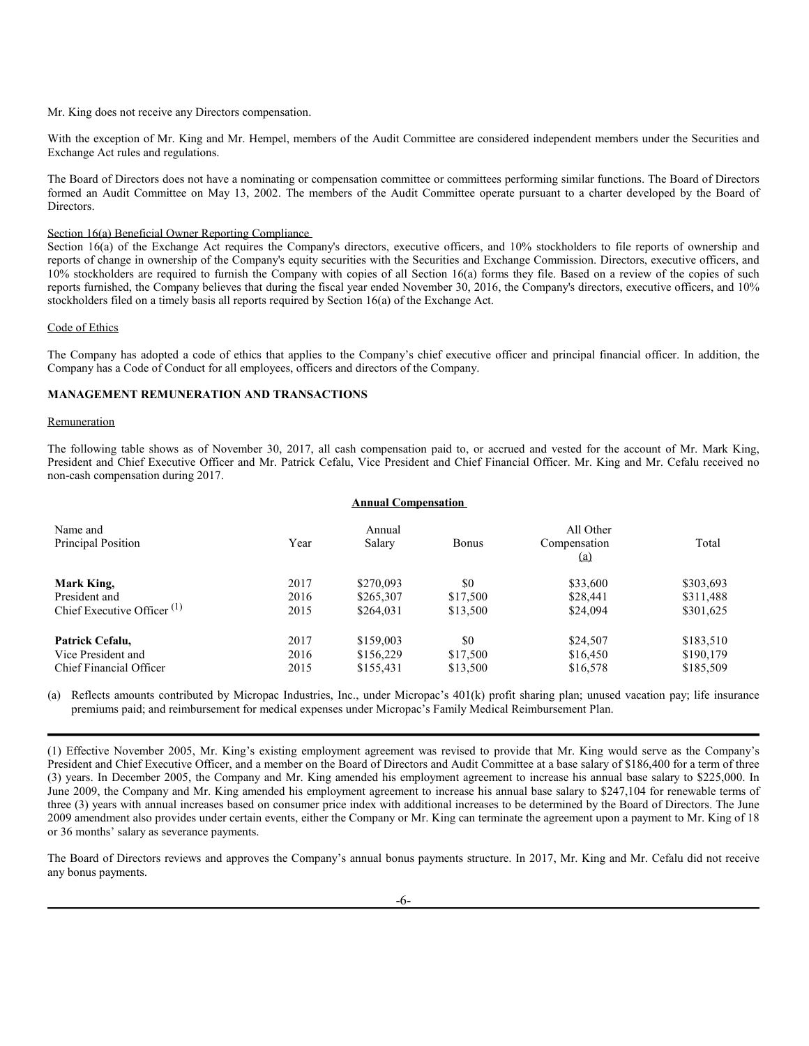Mr. King does not receive any Directors compensation.

With the exception of Mr. King and Mr. Hempel, members of the Audit Committee are considered independent members under the Securities and Exchange Act rules and regulations.

The Board of Directors does not have a nominating or compensation committee or committees performing similar functions. The Board of Directors formed an Audit Committee on May 13, 2002. The members of the Audit Committee operate pursuant to a charter developed by the Board of Directors.

Section 16(a) Beneficial Owner Reporting Compliance

Section 16(a) of the Exchange Act requires the Company's directors, executive officers, and 10% stockholders to file reports of ownership and reports of change in ownership of the Company's equity securities with the Securities and Exchange Commission. Directors, executive officers, and 10% stockholders are required to furnish the Company with copies of all Section 16(a) forms they file. Based on a review of the copies of such reports furnished, the Company believes that during the fiscal year ended November 30, 2016, the Company's directors, executive officers, and 10% stockholders filed on a timely basis all reports required by Section 16(a) of the Exchange Act.

Code of Ethics

The Company has adopted a code of ethics that applies to the Company's chief executive officer and principal financial officer. In addition, the Company has a Code of Conduct for all employees, officers and directors of the Company.

**MANAGEMENT REMUNERATION AND TRANSACTIONS**

Remuneration

The following table shows as of November 30, 2017, all cash compensation paid to, or accrued and vested for the account of Mr. Mark King, President and Chief Executive Officer and Mr. Patrick Cefalu, Vice President and Chief Financial Officer. Mr. King and Mr. Cefalu received no non-cash compensation during 2017.

**Annual Compensation**

| Name and Principal Position | Year | Annual Salary | Bonus | All Other Compensation (a) | Total |
|---|---|---|---|---|---|
| **Mark King,** | 2017 | $270,093 | $0 | $33,600 | $303,693 |
| President and | 2016 | $265,307 | $17,500 | $28,441 | $311,488 |
| Chief Executive Officer (1) | 2015 | $264,031 | $13,500 | $24,094 | $301,625 |
| **Patrick Cefalu,** | 2017 | $159,003 | $0 | $24,507 | $183,510 |
| Vice President and | 2016 | $156,229 | $17,500 | $16,450 | $190,179 |
| Chief Financial Officer | 2015 | $155,431 | $13,500 | $16,578 | $185,509 |

(a) Reflects amounts contributed by Micropac Industries, Inc., under Micropac's 401(k) profit sharing plan; unused vacation pay; life insurance premiums paid; and reimbursement for medical expenses under Micropac's Family Medical Reimbursement Plan.

(1) Effective November 2005, Mr. King's existing employment agreement was revised to provide that Mr. King would serve as the Company's President and Chief Executive Officer, and a member on the Board of Directors and Audit Committee at a base salary of $186,400 for a term of three (3) years. In December 2005, the Company and Mr. King amended his employment agreement to increase his annual base salary to $225,000. In June 2009, the Company and Mr. King amended his employment agreement to increase his annual base salary to $247,104 for renewable terms of three (3) years with annual increases based on consumer price index with additional increases to be determined by the Board of Directors. The June 2009 amendment also provides under certain events, either the Company or Mr. King can terminate the agreement upon a payment to Mr. King of 18 or 36 months' salary as severance payments.

The Board of Directors reviews and approves the Company's annual bonus payments structure. In 2017, Mr. King and Mr. Cefalu did not receive any bonus payments.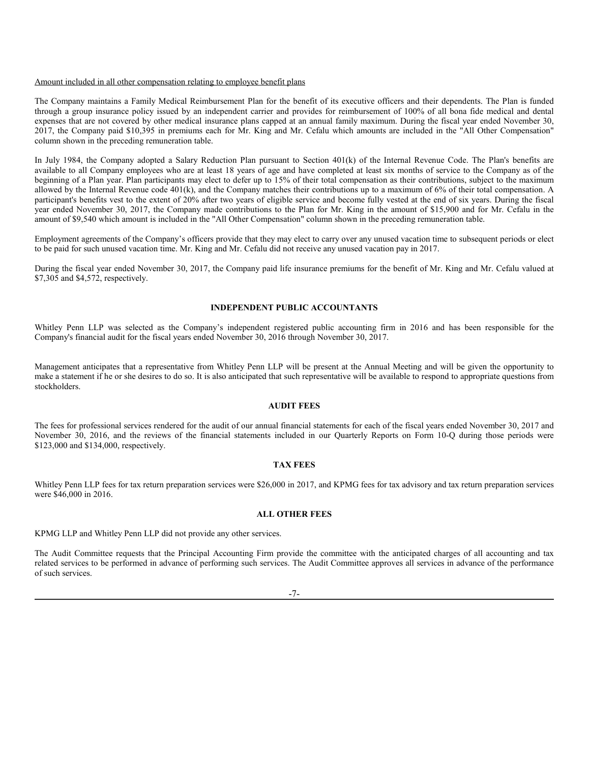Amount included in all other compensation relating to employee benefit plans

The Company maintains a Family Medical Reimbursement Plan for the benefit of its executive officers and their dependents. The Plan is funded through a group insurance policy issued by an independent carrier and provides for reimbursement of 100% of all bona fide medical and dental expenses that are not covered by other medical insurance plans capped at an annual family maximum. During the fiscal year ended November 30, 2017, the Company paid $10,395 in premiums each for Mr. King and Mr. Cefalu which amounts are included in the "All Other Compensation" column shown in the preceding remuneration table.

In July 1984, the Company adopted a Salary Reduction Plan pursuant to Section 401(k) of the Internal Revenue Code. The Plan's benefits are available to all Company employees who are at least 18 years of age and have completed at least six months of service to the Company as of the beginning of a Plan year. Plan participants may elect to defer up to 15% of their total compensation as their contributions, subject to the maximum allowed by the Internal Revenue code 401(k), and the Company matches their contributions up to a maximum of 6% of their total compensation. A participant's benefits vest to the extent of 20% after two years of eligible service and become fully vested at the end of six years. During the fiscal year ended November 30, 2017, the Company made contributions to the Plan for Mr. King in the amount of $15,900 and for Mr. Cefalu in the amount of $9,540 which amount is included in the "All Other Compensation" column shown in the preceding remuneration table.

Employment agreements of the Company's officers provide that they may elect to carry over any unused vacation time to subsequent periods or elect to be paid for such unused vacation time. Mr. King and Mr. Cefalu did not receive any unused vacation pay in 2017.

During the fiscal year ended November 30, 2017, the Company paid life insurance premiums for the benefit of Mr. King and Mr. Cefalu valued at $7,305 and $4,572, respectively.

## INDEPENDENT PUBLIC ACCOUNTANTS

Whitley Penn LLP was selected as the Company's independent registered public accounting firm in 2016 and has been responsible for the Company's financial audit for the fiscal years ended November 30, 2016 through November 30, 2017.

Management anticipates that a representative from Whitley Penn LLP will be present at the Annual Meeting and will be given the opportunity to make a statement if he or she desires to do so. It is also anticipated that such representative will be available to respond to appropriate questions from stockholders.

## AUDIT FEES

The fees for professional services rendered for the audit of our annual financial statements for each of the fiscal years ended November 30, 2017 and November 30, 2016, and the reviews of the financial statements included in our Quarterly Reports on Form 10-Q during those periods were $123,000 and $134,000, respectively.

## TAX FEES

Whitley Penn LLP fees for tax return preparation services were $26,000 in 2017, and KPMG fees for tax advisory and tax return preparation services were $46,000 in 2016.

## ALL OTHER FEES

KPMG LLP and Whitley Penn LLP did not provide any other services.

The Audit Committee requests that the Principal Accounting Firm provide the committee with the anticipated charges of all accounting and tax related services to be performed in advance of performing such services. The Audit Committee approves all services in advance of the performance of such services.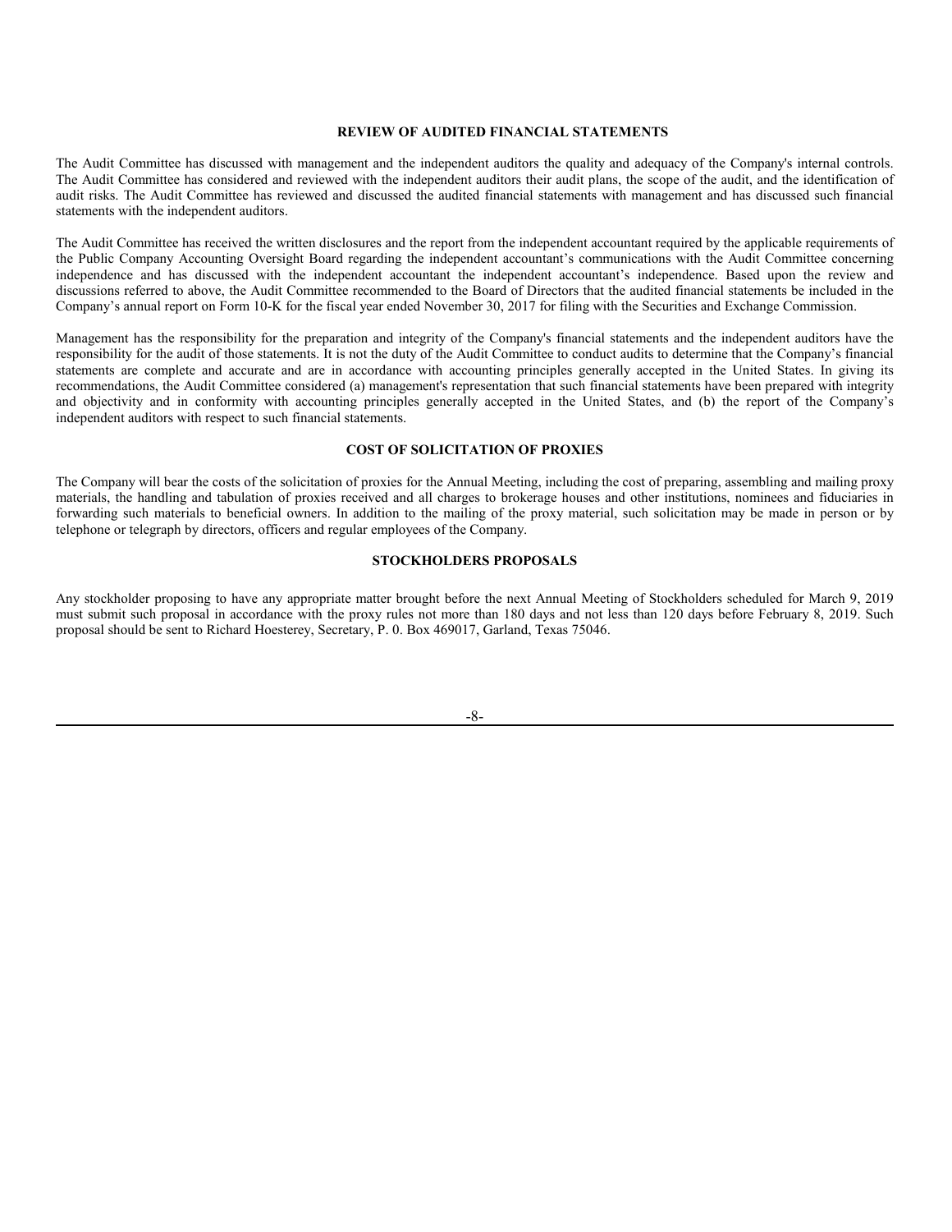## REVIEW OF AUDITED FINANCIAL STATEMENTS

The Audit Committee has discussed with management and the independent auditors the quality and adequacy of the Company's internal controls. The Audit Committee has considered and reviewed with the independent auditors their audit plans, the scope of the audit, and the identification of audit risks. The Audit Committee has reviewed and discussed the audited financial statements with management and has discussed such financial statements with the independent auditors.

The Audit Committee has received the written disclosures and the report from the independent accountant required by the applicable requirements of the Public Company Accounting Oversight Board regarding the independent accountant's communications with the Audit Committee concerning independence and has discussed with the independent accountant the independent accountant's independence. Based upon the review and discussions referred to above, the Audit Committee recommended to the Board of Directors that the audited financial statements be included in the Company's annual report on Form 10-K for the fiscal year ended November 30, 2017 for filing with the Securities and Exchange Commission.

Management has the responsibility for the preparation and integrity of the Company's financial statements and the independent auditors have the responsibility for the audit of those statements. It is not the duty of the Audit Committee to conduct audits to determine that the Company's financial statements are complete and accurate and are in accordance with accounting principles generally accepted in the United States. In giving its recommendations, the Audit Committee considered (a) management's representation that such financial statements have been prepared with integrity and objectivity and in conformity with accounting principles generally accepted in the United States, and (b) the report of the Company's independent auditors with respect to such financial statements.

## COST OF SOLICITATION OF PROXIES

The Company will bear the costs of the solicitation of proxies for the Annual Meeting, including the cost of preparing, assembling and mailing proxy materials, the handling and tabulation of proxies received and all charges to brokerage houses and other institutions, nominees and fiduciaries in forwarding such materials to beneficial owners. In addition to the mailing of the proxy material, such solicitation may be made in person or by telephone or telegraph by directors, officers and regular employees of the Company.

## STOCKHOLDERS PROPOSALS

Any stockholder proposing to have any appropriate matter brought before the next Annual Meeting of Stockholders scheduled for March 9, 2019 must submit such proposal in accordance with the proxy rules not more than 180 days and not less than 120 days before February 8, 2019. Such proposal should be sent to Richard Hoesterey, Secretary, P. 0. Box 469017, Garland, Texas 75046.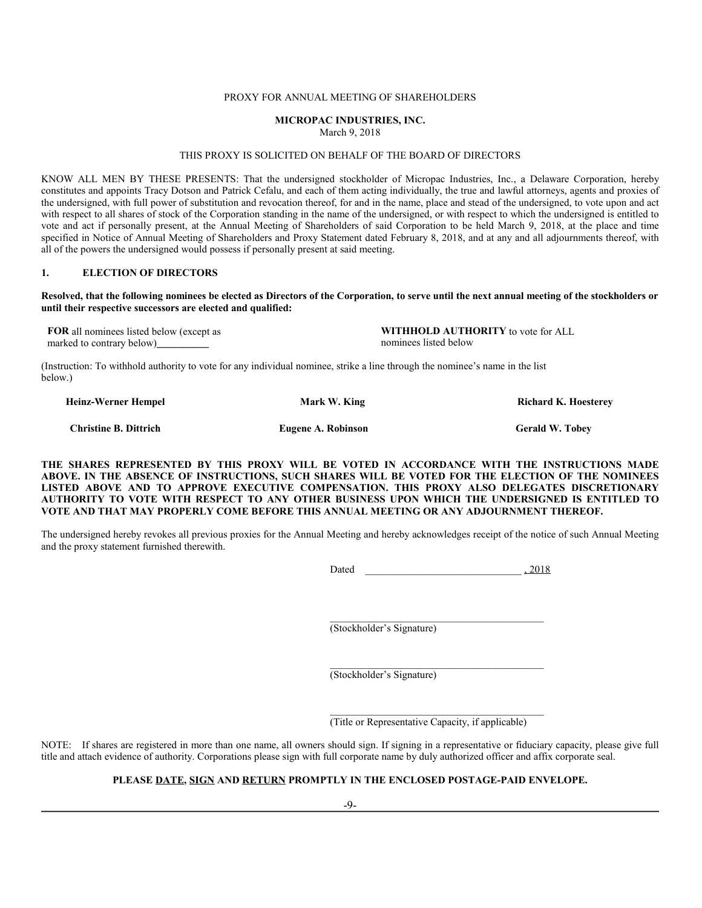PROXY FOR ANNUAL MEETING OF SHAREHOLDERS

**MICROPAC INDUSTRIES, INC.**
March 9, 2018

THIS PROXY IS SOLICITED ON BEHALF OF THE BOARD OF DIRECTORS

KNOW ALL MEN BY THESE PRESENTS: That the undersigned stockholder of Micropac Industries, Inc., a Delaware Corporation, hereby constitutes and appoints Tracy Dotson and Patrick Cefalu, and each of them acting individually, the true and lawful attorneys, agents and proxies of the undersigned, with full power of substitution and revocation thereof, for and in the name, place and stead of the undersigned, to vote upon and act with respect to all shares of stock of the Corporation standing in the name of the undersigned, or with respect to which the undersigned is entitled to vote and act if personally present, at the Annual Meeting of Shareholders of said Corporation to be held March 9, 2018, at the place and time specified in Notice of Annual Meeting of Shareholders and Proxy Statement dated February 8, 2018, and at any and all adjournments thereof, with all of the powers the undersigned would possess if personally present at said meeting.

**1. ELECTION OF DIRECTORS**

**Resolved, that the following nominees be elected as Directors of the Corporation, to serve until the next annual meeting of the stockholders or until their respective successors are elected and qualified:**

**FOR** all nominees listed below (except as marked to contrary below)__________

**WITHHOLD AUTHORITY** to vote for ALL nominees listed below

(Instruction: To withhold authority to vote for any individual nominee, strike a line through the nominee's name in the list below.)

| | | |
|---|---|---|
| **Heinz-Werner Hempel** | **Mark W. King** | **Richard K. Hoesterey** |
| **Christine B. Dittrich** | **Eugene A. Robinson** | **Gerald W. Tobey** |

**THE SHARES REPRESENTED BY THIS PROXY WILL BE VOTED IN ACCORDANCE WITH THE INSTRUCTIONS MADE ABOVE. IN THE ABSENCE OF INSTRUCTIONS, SUCH SHARES WILL BE VOTED FOR THE ELECTION OF THE NOMINEES LISTED ABOVE AND TO APPROVE EXECUTIVE COMPENSATION. THIS PROXY ALSO DELEGATES DISCRETIONARY AUTHORITY TO VOTE WITH RESPECT TO ANY OTHER BUSINESS UPON WHICH THE UNDERSIGNED IS ENTITLED TO VOTE AND THAT MAY PROPERLY COME BEFORE THIS ANNUAL MEETING OR ANY ADJOURNMENT THEREOF.**

The undersigned hereby revokes all previous proxies for the Annual Meeting and hereby acknowledges receipt of the notice of such Annual Meeting and the proxy statement furnished therewith.

Dated ______________________________, 2018

__________________________________________
(Stockholder's Signature)

__________________________________________
(Stockholder's Signature)

__________________________________________
(Title or Representative Capacity, if applicable)

NOTE: If shares are registered in more than one name, all owners should sign. If signing in a representative or fiduciary capacity, please give full title and attach evidence of authority. Corporations please sign with full corporate name by duly authorized officer and affix corporate seal.

**PLEASE DATE, SIGN AND RETURN PROMPTLY IN THE ENCLOSED POSTAGE-PAID ENVELOPE.**